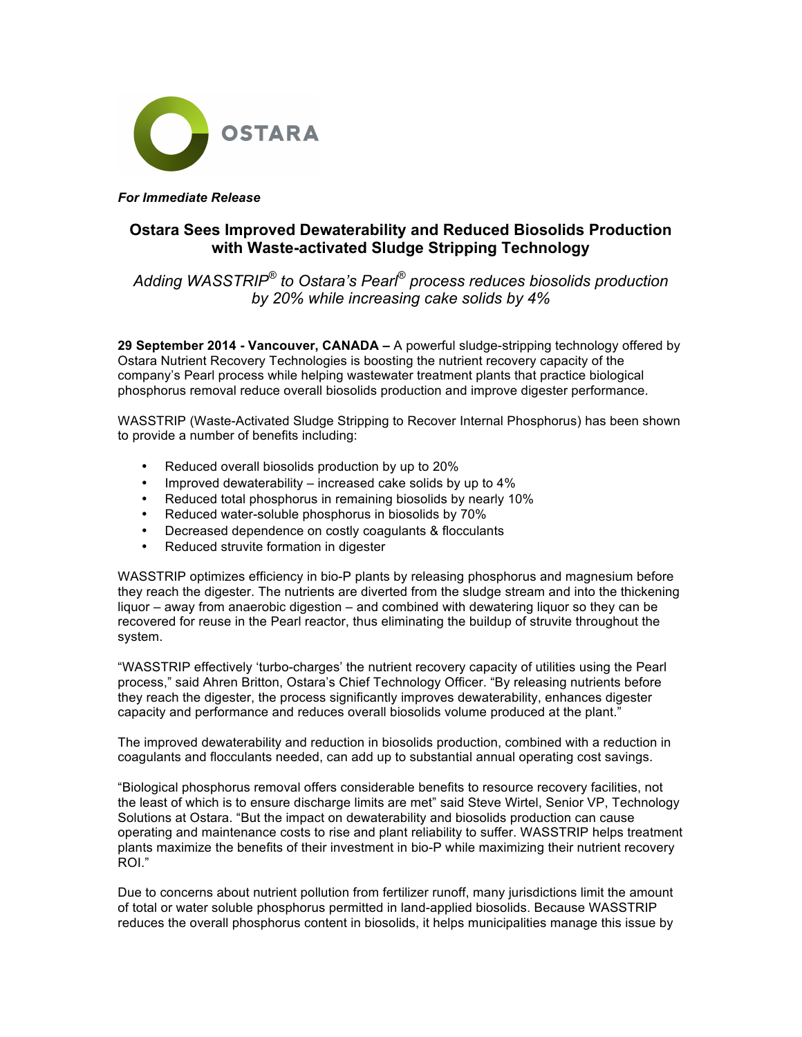OSTARA

***For Immediate Release***

# Ostara Sees Improved Dewaterability and Reduced Biosolids Production with Waste-activated Sludge Stripping Technology

*Adding WASSTRIP® to Ostara's Pearl® process reduces biosolids production by 20% while increasing cake solids by 4%*

**29 September 2014 - Vancouver, CANADA –** A powerful sludge-stripping technology offered by Ostara Nutrient Recovery Technologies is boosting the nutrient recovery capacity of the company's Pearl process while helping wastewater treatment plants that practice biological phosphorus removal reduce overall biosolids production and improve digester performance.

WASSTRIP (Waste-Activated Sludge Stripping to Recover Internal Phosphorus) has been shown to provide a number of benefits including:

- Reduced overall biosolids production by up to 20%
- Improved dewaterability – increased cake solids by up to 4%
- Reduced total phosphorus in remaining biosolids by nearly 10%
- Reduced water-soluble phosphorus in biosolids by 70%
- Decreased dependence on costly coagulants & flocculants
- Reduced struvite formation in digester

WASSTRIP optimizes efficiency in bio-P plants by releasing phosphorus and magnesium before they reach the digester. The nutrients are diverted from the sludge stream and into the thickening liquor – away from anaerobic digestion – and combined with dewatering liquor so they can be recovered for reuse in the Pearl reactor, thus eliminating the buildup of struvite throughout the system.

"WASSTRIP effectively 'turbo-charges' the nutrient recovery capacity of utilities using the Pearl process," said Ahren Britton, Ostara's Chief Technology Officer. "By releasing nutrients before they reach the digester, the process significantly improves dewaterability, enhances digester capacity and performance and reduces overall biosolids volume produced at the plant."

The improved dewaterability and reduction in biosolids production, combined with a reduction in coagulants and flocculants needed, can add up to substantial annual operating cost savings.

"Biological phosphorus removal offers considerable benefits to resource recovery facilities, not the least of which is to ensure discharge limits are met" said Steve Wirtel, Senior VP, Technology Solutions at Ostara. "But the impact on dewaterability and biosolids production can cause operating and maintenance costs to rise and plant reliability to suffer. WASSTRIP helps treatment plants maximize the benefits of their investment in bio-P while maximizing their nutrient recovery ROI."

Due to concerns about nutrient pollution from fertilizer runoff, many jurisdictions limit the amount of total or water soluble phosphorus permitted in land-applied biosolids. Because WASSTRIP reduces the overall phosphorus content in biosolids, it helps municipalities manage this issue by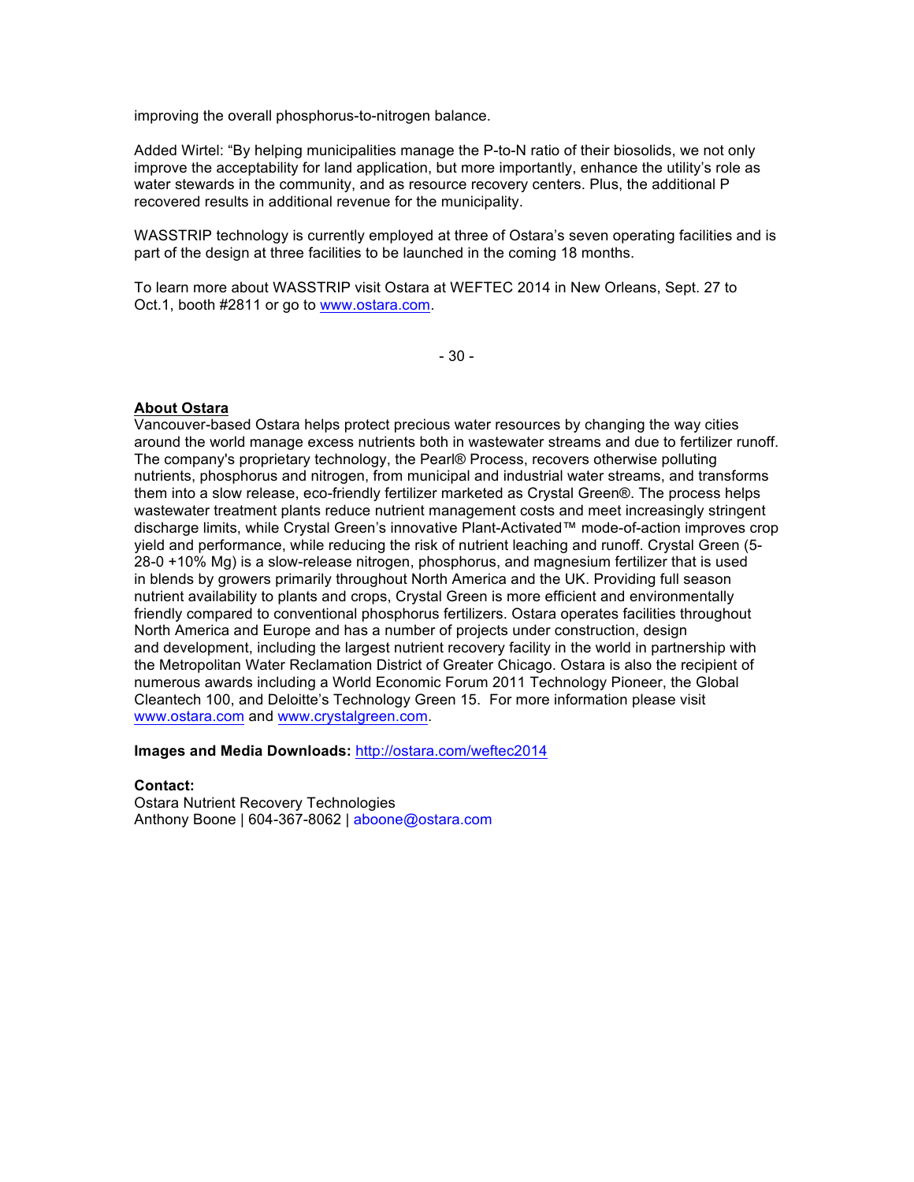improving the overall phosphorus-to-nitrogen balance.

Added Wirtel: “By helping municipalities manage the P-to-N ratio of their biosolids, we not only improve the acceptability for land application, but more importantly, enhance the utility’s role as water stewards in the community, and as resource recovery centers. Plus, the additional P recovered results in additional revenue for the municipality.

WASSTRIP technology is currently employed at three of Ostara’s seven operating facilities and is part of the design at three facilities to be launched in the coming 18 months.

To learn more about WASSTRIP visit Ostara at WEFTEC 2014 in New Orleans, Sept. 27 to Oct.1, booth #2811 or go to [www.ostara.com](http://www.ostara.com).

- 30 -

**About Ostara**

Vancouver-based Ostara helps protect precious water resources by changing the way cities around the world manage excess nutrients both in wastewater streams and due to fertilizer runoff. The company's proprietary technology, the Pearl® Process, recovers otherwise polluting nutrients, phosphorus and nitrogen, from municipal and industrial water streams, and transforms them into a slow release, eco-friendly fertilizer marketed as Crystal Green®. The process helps wastewater treatment plants reduce nutrient management costs and meet increasingly stringent discharge limits, while Crystal Green’s innovative Plant-Activated™ mode-of-action improves crop yield and performance, while reducing the risk of nutrient leaching and runoff. Crystal Green (5-28-0 +10% Mg) is a slow-release nitrogen, phosphorus, and magnesium fertilizer that is used in blends by growers primarily throughout North America and the UK. Providing full season nutrient availability to plants and crops, Crystal Green is more efficient and environmentally friendly compared to conventional phosphorus fertilizers. Ostara operates facilities throughout North America and Europe and has a number of projects under construction, design and development, including the largest nutrient recovery facility in the world in partnership with the Metropolitan Water Reclamation District of Greater Chicago. Ostara is also the recipient of numerous awards including a World Economic Forum 2011 Technology Pioneer, the Global Cleantech 100, and Deloitte’s Technology Green 15. For more information please visit [www.ostara.com](http://www.ostara.com) and [www.crystalgreen.com](http://www.crystalgreen.com).

**Images and Media Downloads:** [http://ostara.com/weftec2014](http://ostara.com/weftec2014)

**Contact:**
Ostara Nutrient Recovery Technologies
Anthony Boone | 604-367-8062 | aboone@ostara.com